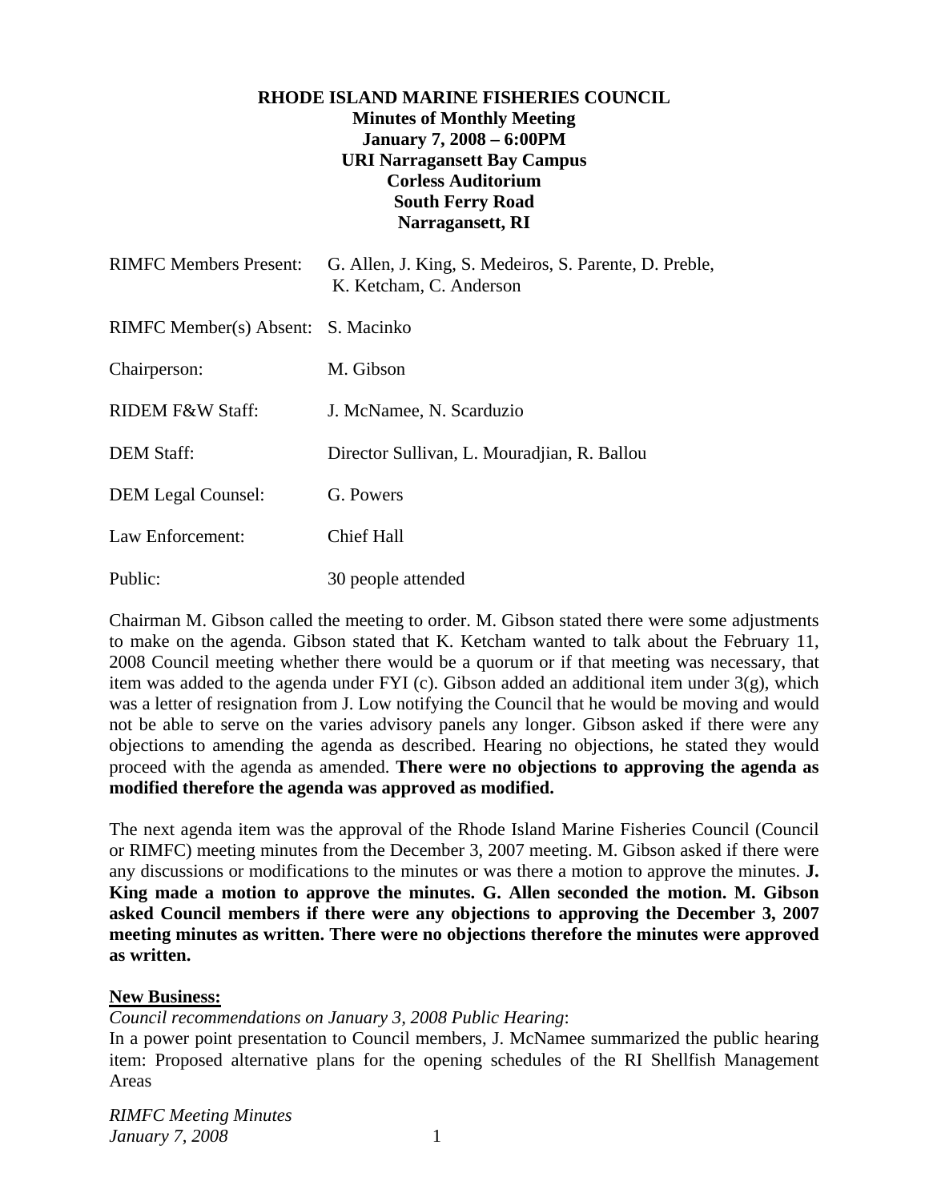**RHODE ISLAND MARINE FISHERIES COUNCIL**
**Minutes of Monthly Meeting**
**January 7, 2008 – 6:00PM**
**URI Narragansett Bay Campus**
**Corless Auditorium**
**South Ferry Road**
**Narragansett, RI**

| | |
|---|---|
| RIMFC Members Present: | G. Allen, J. King, S. Medeiros, S. Parente, D. Preble, K. Ketcham, C. Anderson |
| RIMFC Member(s) Absent: | S. Macinko |
| Chairperson: | M. Gibson |
| RIDEM F&W Staff: | J. McNamee, N. Scarduzio |
| DEM Staff: | Director Sullivan, L. Mouradjian, R. Ballou |
| DEM Legal Counsel: | G. Powers |
| Law Enforcement: | Chief Hall |
| Public: | 30 people attended |

Chairman M. Gibson called the meeting to order. M. Gibson stated there were some adjustments to make on the agenda. Gibson stated that K. Ketcham wanted to talk about the February 11, 2008 Council meeting whether there would be a quorum or if that meeting was necessary, that item was added to the agenda under FYI (c). Gibson added an additional item under 3(g), which was a letter of resignation from J. Low notifying the Council that he would be moving and would not be able to serve on the varies advisory panels any longer. Gibson asked if there were any objections to amending the agenda as described. Hearing no objections, he stated they would proceed with the agenda as amended. **There were no objections to approving the agenda as modified therefore the agenda was approved as modified.**

The next agenda item was the approval of the Rhode Island Marine Fisheries Council (Council or RIMFC) meeting minutes from the December 3, 2007 meeting. M. Gibson asked if there were any discussions or modifications to the minutes or was there a motion to approve the minutes. **J. King made a motion to approve the minutes. G. Allen seconded the motion. M. Gibson asked Council members if there were any objections to approving the December 3, 2007 meeting minutes as written. There were no objections therefore the minutes were approved as written.**

**New Business:**

*Council recommendations on January 3, 2008 Public Hearing*:
In a power point presentation to Council members, J. McNamee summarized the public hearing item: Proposed alternative plans for the opening schedules of the RI Shellfish Management Areas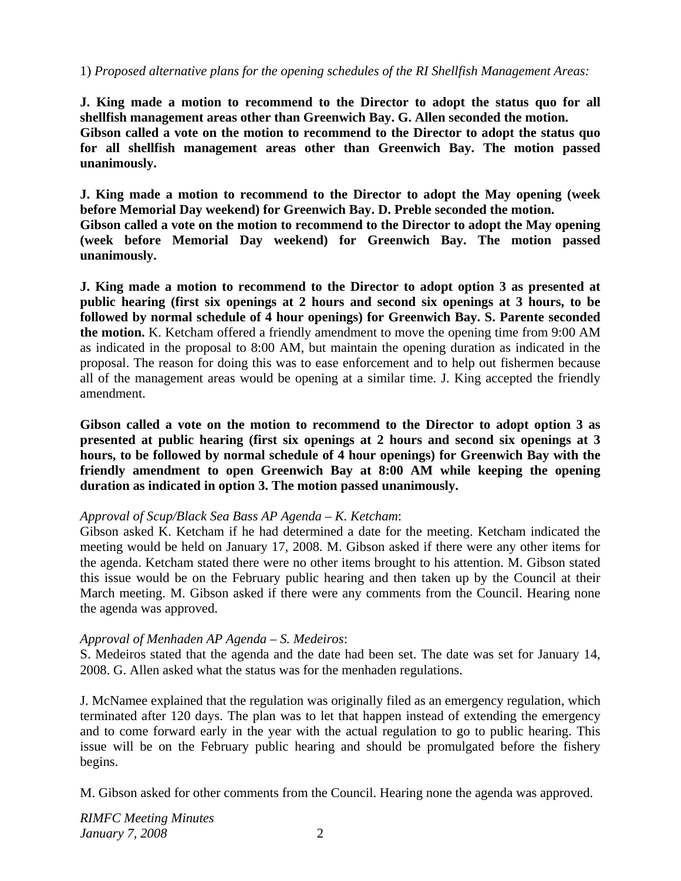1) *Proposed alternative plans for the opening schedules of the RI Shellfish Management Areas:*

**J. King made a motion to recommend to the Director to adopt the status quo for all shellfish management areas other than Greenwich Bay. G. Allen seconded the motion. Gibson called a vote on the motion to recommend to the Director to adopt the status quo for all shellfish management areas other than Greenwich Bay. The motion passed unanimously.**

**J. King made a motion to recommend to the Director to adopt the May opening (week before Memorial Day weekend) for Greenwich Bay. D. Preble seconded the motion. Gibson called a vote on the motion to recommend to the Director to adopt the May opening (week before Memorial Day weekend) for Greenwich Bay. The motion passed unanimously.**

**J. King made a motion to recommend to the Director to adopt option 3 as presented at public hearing (first six openings at 2 hours and second six openings at 3 hours, to be followed by normal schedule of 4 hour openings) for Greenwich Bay. S. Parente seconded the motion.** K. Ketcham offered a friendly amendment to move the opening time from 9:00 AM as indicated in the proposal to 8:00 AM, but maintain the opening duration as indicated in the proposal. The reason for doing this was to ease enforcement and to help out fishermen because all of the management areas would be opening at a similar time. J. King accepted the friendly amendment.

**Gibson called a vote on the motion to recommend to the Director to adopt option 3 as presented at public hearing (first six openings at 2 hours and second six openings at 3 hours, to be followed by normal schedule of 4 hour openings) for Greenwich Bay with the friendly amendment to open Greenwich Bay at 8:00 AM while keeping the opening duration as indicated in option 3. The motion passed unanimously.**

*Approval of Scup/Black Sea Bass AP Agenda – K. Ketcham*:
Gibson asked K. Ketcham if he had determined a date for the meeting. Ketcham indicated the meeting would be held on January 17, 2008. M. Gibson asked if there were any other items for the agenda. Ketcham stated there were no other items brought to his attention. M. Gibson stated this issue would be on the February public hearing and then taken up by the Council at their March meeting. M. Gibson asked if there were any comments from the Council. Hearing none the agenda was approved.

*Approval of Menhaden AP Agenda – S. Medeiros*:
S. Medeiros stated that the agenda and the date had been set. The date was set for January 14, 2008. G. Allen asked what the status was for the menhaden regulations.

J. McNamee explained that the regulation was originally filed as an emergency regulation, which terminated after 120 days. The plan was to let that happen instead of extending the emergency and to come forward early in the year with the actual regulation to go to public hearing. This issue will be on the February public hearing and should be promulgated before the fishery begins.

M. Gibson asked for other comments from the Council. Hearing none the agenda was approved.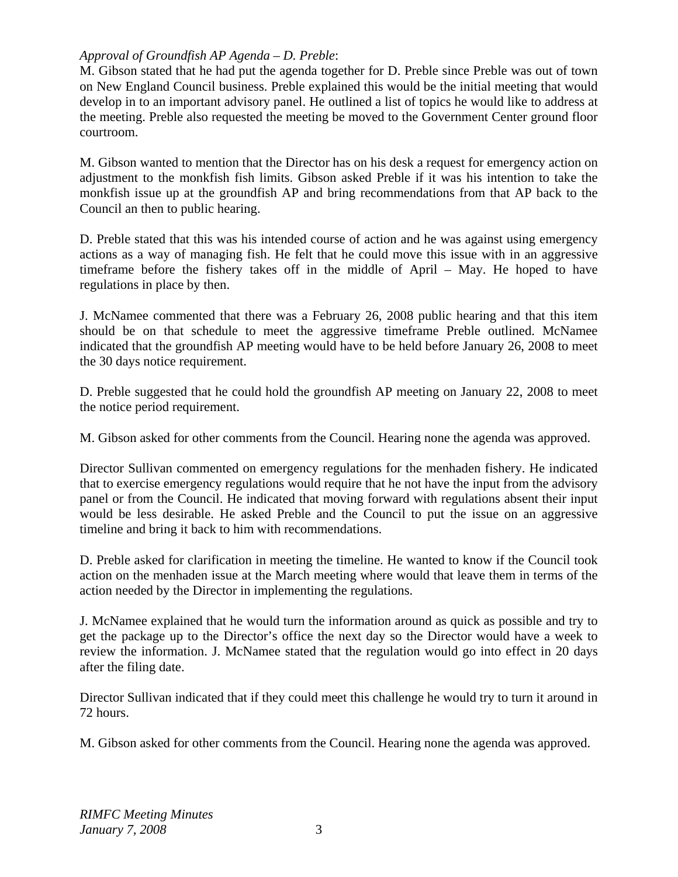*Approval of Groundfish AP Agenda – D. Preble*:

M. Gibson stated that he had put the agenda together for D. Preble since Preble was out of town on New England Council business. Preble explained this would be the initial meeting that would develop in to an important advisory panel. He outlined a list of topics he would like to address at the meeting. Preble also requested the meeting be moved to the Government Center ground floor courtroom.

M. Gibson wanted to mention that the Director has on his desk a request for emergency action on adjustment to the monkfish fish limits. Gibson asked Preble if it was his intention to take the monkfish issue up at the groundfish AP and bring recommendations from that AP back to the Council an then to public hearing.

D. Preble stated that this was his intended course of action and he was against using emergency actions as a way of managing fish. He felt that he could move this issue with in an aggressive timeframe before the fishery takes off in the middle of April – May. He hoped to have regulations in place by then.

J. McNamee commented that there was a February 26, 2008 public hearing and that this item should be on that schedule to meet the aggressive timeframe Preble outlined. McNamee indicated that the groundfish AP meeting would have to be held before January 26, 2008 to meet the 30 days notice requirement.

D. Preble suggested that he could hold the groundfish AP meeting on January 22, 2008 to meet the notice period requirement.

M. Gibson asked for other comments from the Council. Hearing none the agenda was approved.

Director Sullivan commented on emergency regulations for the menhaden fishery. He indicated that to exercise emergency regulations would require that he not have the input from the advisory panel or from the Council. He indicated that moving forward with regulations absent their input would be less desirable. He asked Preble and the Council to put the issue on an aggressive timeline and bring it back to him with recommendations.

D. Preble asked for clarification in meeting the timeline. He wanted to know if the Council took action on the menhaden issue at the March meeting where would that leave them in terms of the action needed by the Director in implementing the regulations.

J. McNamee explained that he would turn the information around as quick as possible and try to get the package up to the Director's office the next day so the Director would have a week to review the information. J. McNamee stated that the regulation would go into effect in 20 days after the filing date.

Director Sullivan indicated that if they could meet this challenge he would try to turn it around in 72 hours.

M. Gibson asked for other comments from the Council. Hearing none the agenda was approved.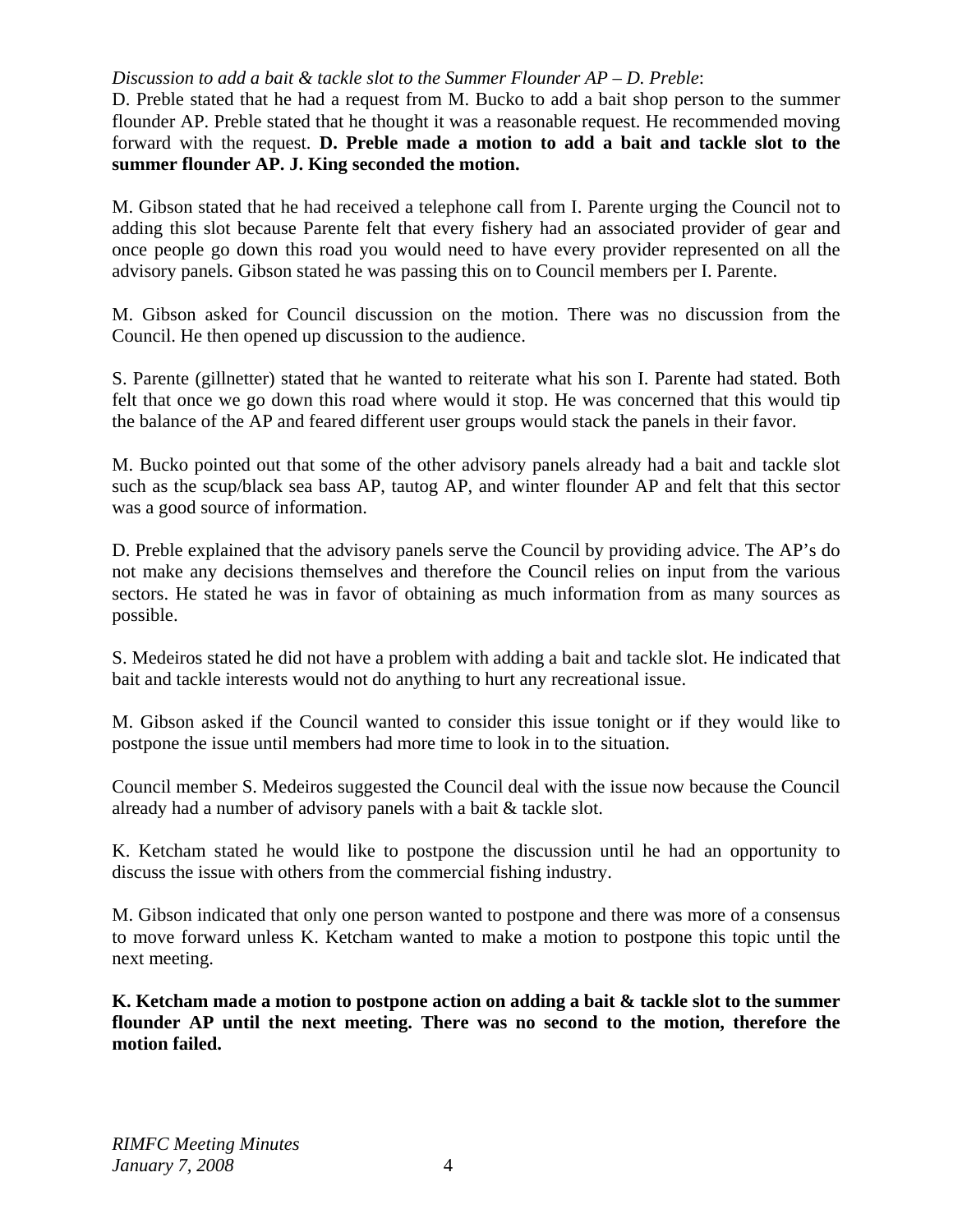*Discussion to add a bait & tackle slot to the Summer Flounder AP – D. Preble*:

D. Preble stated that he had a request from M. Bucko to add a bait shop person to the summer flounder AP. Preble stated that he thought it was a reasonable request. He recommended moving forward with the request. **D. Preble made a motion to add a bait and tackle slot to the summer flounder AP. J. King seconded the motion.**

M. Gibson stated that he had received a telephone call from I. Parente urging the Council not to adding this slot because Parente felt that every fishery had an associated provider of gear and once people go down this road you would need to have every provider represented on all the advisory panels. Gibson stated he was passing this on to Council members per I. Parente.

M. Gibson asked for Council discussion on the motion. There was no discussion from the Council. He then opened up discussion to the audience.

S. Parente (gillnetter) stated that he wanted to reiterate what his son I. Parente had stated. Both felt that once we go down this road where would it stop. He was concerned that this would tip the balance of the AP and feared different user groups would stack the panels in their favor.

M. Bucko pointed out that some of the other advisory panels already had a bait and tackle slot such as the scup/black sea bass AP, tautog AP, and winter flounder AP and felt that this sector was a good source of information.

D. Preble explained that the advisory panels serve the Council by providing advice. The AP's do not make any decisions themselves and therefore the Council relies on input from the various sectors. He stated he was in favor of obtaining as much information from as many sources as possible.

S. Medeiros stated he did not have a problem with adding a bait and tackle slot. He indicated that bait and tackle interests would not do anything to hurt any recreational issue.

M. Gibson asked if the Council wanted to consider this issue tonight or if they would like to postpone the issue until members had more time to look in to the situation.

Council member S. Medeiros suggested the Council deal with the issue now because the Council already had a number of advisory panels with a bait & tackle slot.

K. Ketcham stated he would like to postpone the discussion until he had an opportunity to discuss the issue with others from the commercial fishing industry.

M. Gibson indicated that only one person wanted to postpone and there was more of a consensus to move forward unless K. Ketcham wanted to make a motion to postpone this topic until the next meeting.

**K. Ketcham made a motion to postpone action on adding a bait & tackle slot to the summer flounder AP until the next meeting. There was no second to the motion, therefore the motion failed.**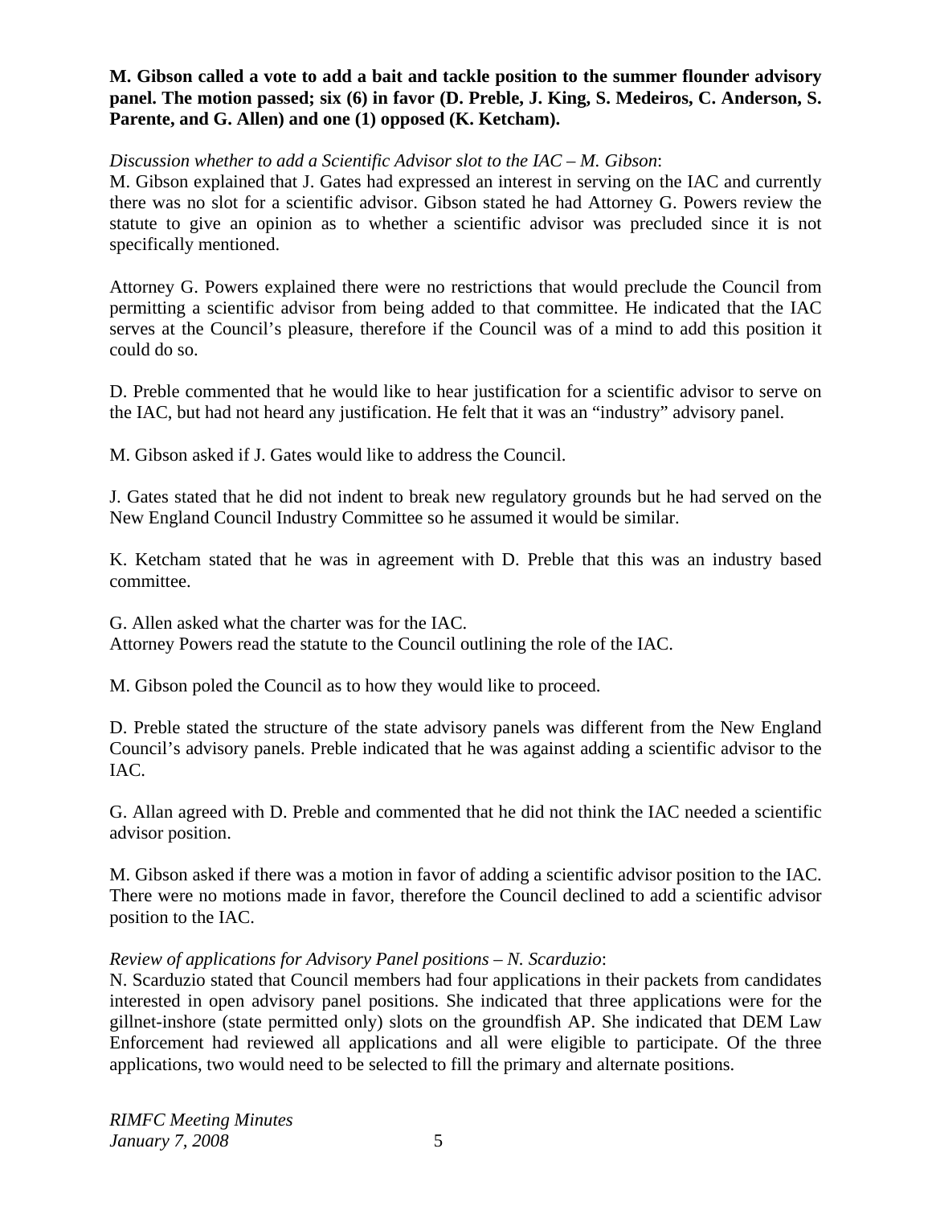**M. Gibson called a vote to add a bait and tackle position to the summer flounder advisory panel. The motion passed; six (6) in favor (D. Preble, J. King, S. Medeiros, C. Anderson, S. Parente, and G. Allen) and one (1) opposed (K. Ketcham).**

*Discussion whether to add a Scientific Advisor slot to the IAC – M. Gibson*:
M. Gibson explained that J. Gates had expressed an interest in serving on the IAC and currently there was no slot for a scientific advisor. Gibson stated he had Attorney G. Powers review the statute to give an opinion as to whether a scientific advisor was precluded since it is not specifically mentioned.

Attorney G. Powers explained there were no restrictions that would preclude the Council from permitting a scientific advisor from being added to that committee. He indicated that the IAC serves at the Council's pleasure, therefore if the Council was of a mind to add this position it could do so.

D. Preble commented that he would like to hear justification for a scientific advisor to serve on the IAC, but had not heard any justification. He felt that it was an "industry" advisory panel.

M. Gibson asked if J. Gates would like to address the Council.

J. Gates stated that he did not indent to break new regulatory grounds but he had served on the New England Council Industry Committee so he assumed it would be similar.

K. Ketcham stated that he was in agreement with D. Preble that this was an industry based committee.

G. Allen asked what the charter was for the IAC.
Attorney Powers read the statute to the Council outlining the role of the IAC.

M. Gibson poled the Council as to how they would like to proceed.

D. Preble stated the structure of the state advisory panels was different from the New England Council's advisory panels. Preble indicated that he was against adding a scientific advisor to the IAC.

G. Allan agreed with D. Preble and commented that he did not think the IAC needed a scientific advisor position.

M. Gibson asked if there was a motion in favor of adding a scientific advisor position to the IAC. There were no motions made in favor, therefore the Council declined to add a scientific advisor position to the IAC.

*Review of applications for Advisory Panel positions – N. Scarduzio*:
N. Scarduzio stated that Council members had four applications in their packets from candidates interested in open advisory panel positions. She indicated that three applications were for the gillnet-inshore (state permitted only) slots on the groundfish AP. She indicated that DEM Law Enforcement had reviewed all applications and all were eligible to participate. Of the three applications, two would need to be selected to fill the primary and alternate positions.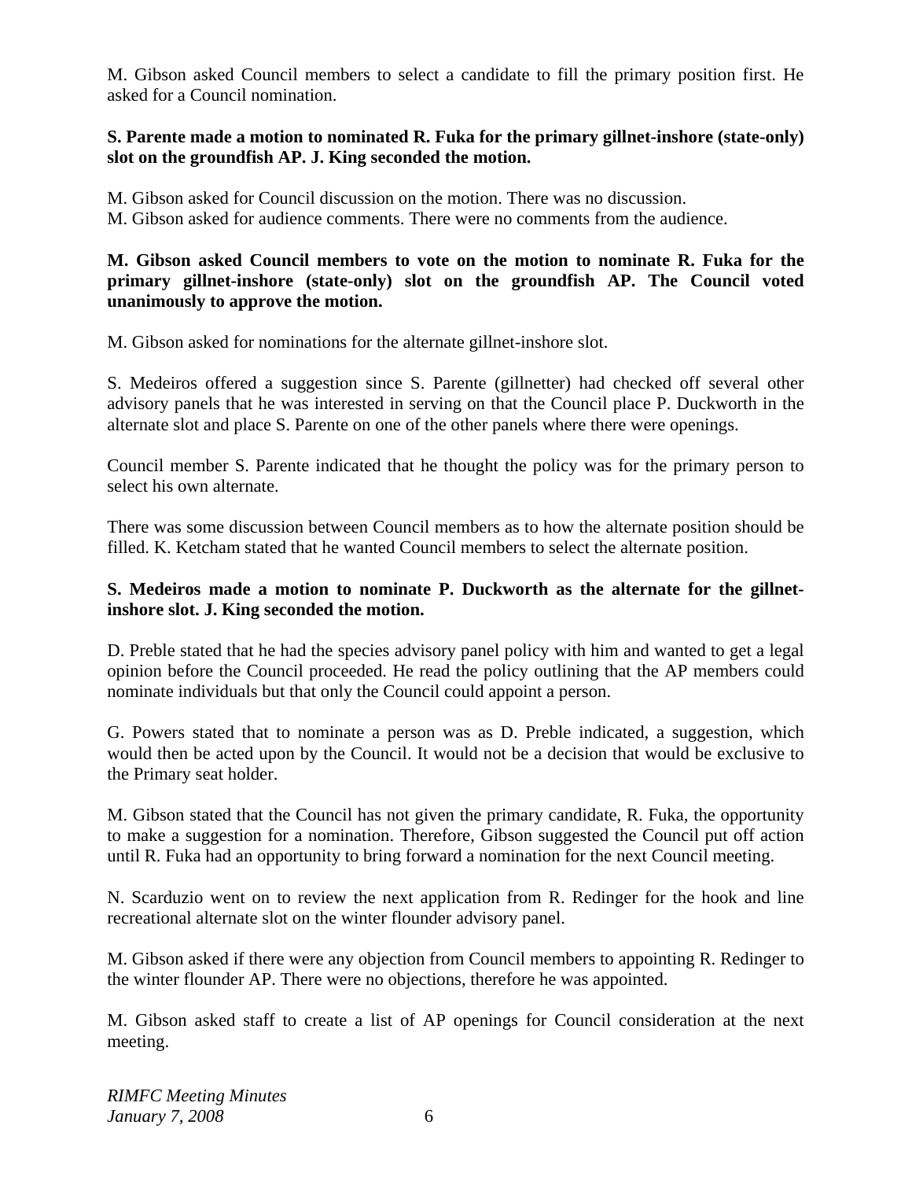M. Gibson asked Council members to select a candidate to fill the primary position first. He asked for a Council nomination.

**S. Parente made a motion to nominated R. Fuka for the primary gillnet-inshore (state-only) slot on the groundfish AP. J. King seconded the motion.**

M. Gibson asked for Council discussion on the motion. There was no discussion.
M. Gibson asked for audience comments. There were no comments from the audience.

**M. Gibson asked Council members to vote on the motion to nominate R. Fuka for the primary gillnet-inshore (state-only) slot on the groundfish AP. The Council voted unanimously to approve the motion.**

M. Gibson asked for nominations for the alternate gillnet-inshore slot.

S. Medeiros offered a suggestion since S. Parente (gillnetter) had checked off several other advisory panels that he was interested in serving on that the Council place P. Duckworth in the alternate slot and place S. Parente on one of the other panels where there were openings.

Council member S. Parente indicated that he thought the policy was for the primary person to select his own alternate.

There was some discussion between Council members as to how the alternate position should be filled. K. Ketcham stated that he wanted Council members to select the alternate position.

**S. Medeiros made a motion to nominate P. Duckworth as the alternate for the gillnet-inshore slot. J. King seconded the motion.**

D. Preble stated that he had the species advisory panel policy with him and wanted to get a legal opinion before the Council proceeded. He read the policy outlining that the AP members could nominate individuals but that only the Council could appoint a person.

G. Powers stated that to nominate a person was as D. Preble indicated, a suggestion, which would then be acted upon by the Council. It would not be a decision that would be exclusive to the Primary seat holder.

M. Gibson stated that the Council has not given the primary candidate, R. Fuka, the opportunity to make a suggestion for a nomination. Therefore, Gibson suggested the Council put off action until R. Fuka had an opportunity to bring forward a nomination for the next Council meeting.

N. Scarduzio went on to review the next application from R. Redinger for the hook and line recreational alternate slot on the winter flounder advisory panel.

M. Gibson asked if there were any objection from Council members to appointing R. Redinger to the winter flounder AP. There were no objections, therefore he was appointed.

M. Gibson asked staff to create a list of AP openings for Council consideration at the next meeting.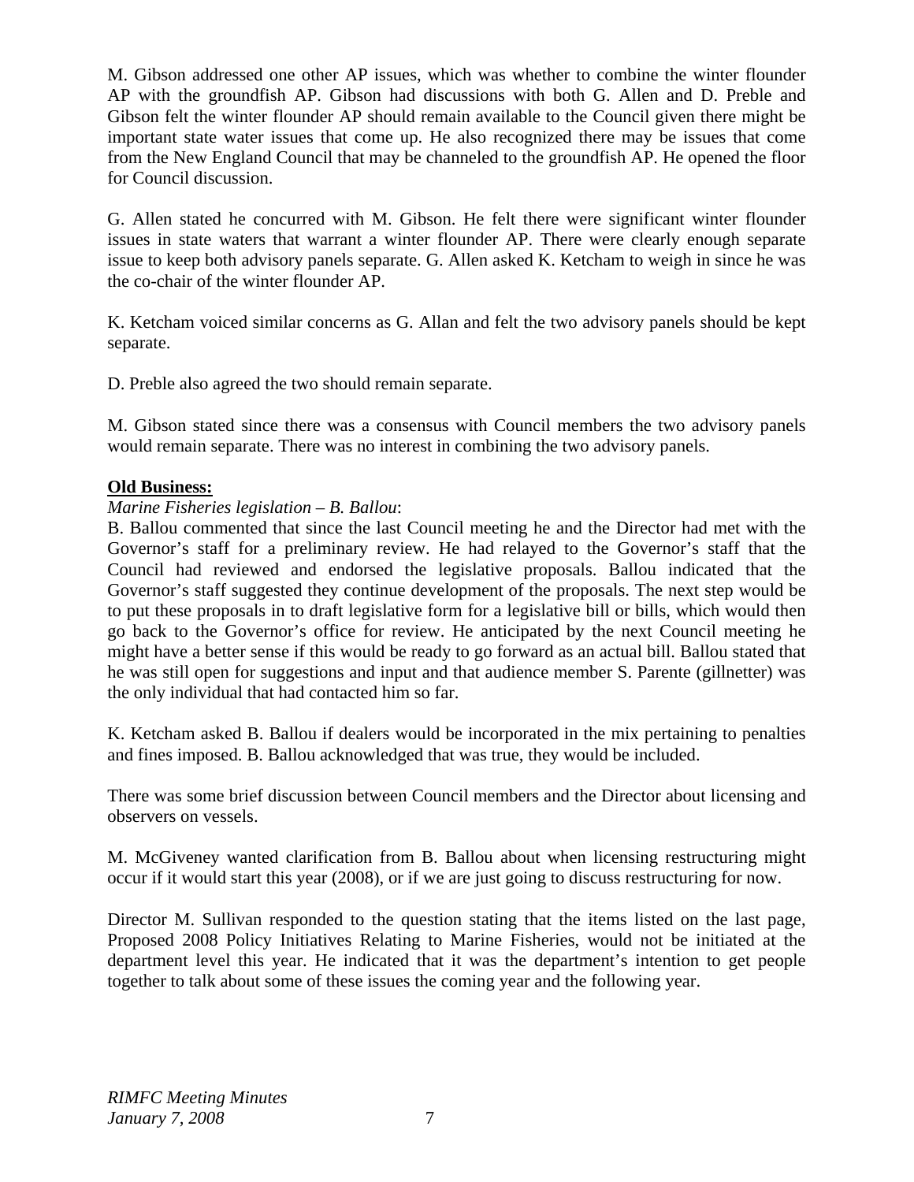M. Gibson addressed one other AP issues, which was whether to combine the winter flounder AP with the groundfish AP. Gibson had discussions with both G. Allen and D. Preble and Gibson felt the winter flounder AP should remain available to the Council given there might be important state water issues that come up. He also recognized there may be issues that come from the New England Council that may be channeled to the groundfish AP. He opened the floor for Council discussion.

G. Allen stated he concurred with M. Gibson. He felt there were significant winter flounder issues in state waters that warrant a winter flounder AP. There were clearly enough separate issue to keep both advisory panels separate. G. Allen asked K. Ketcham to weigh in since he was the co-chair of the winter flounder AP.

K. Ketcham voiced similar concerns as G. Allan and felt the two advisory panels should be kept separate.

D. Preble also agreed the two should remain separate.

M. Gibson stated since there was a consensus with Council members the two advisory panels would remain separate. There was no interest in combining the two advisory panels.

**Old Business:**

*Marine Fisheries legislation – B. Ballou*:

B. Ballou commented that since the last Council meeting he and the Director had met with the Governor's staff for a preliminary review. He had relayed to the Governor's staff that the Council had reviewed and endorsed the legislative proposals. Ballou indicated that the Governor's staff suggested they continue development of the proposals. The next step would be to put these proposals in to draft legislative form for a legislative bill or bills, which would then go back to the Governor's office for review. He anticipated by the next Council meeting he might have a better sense if this would be ready to go forward as an actual bill. Ballou stated that he was still open for suggestions and input and that audience member S. Parente (gillnetter) was the only individual that had contacted him so far.

K. Ketcham asked B. Ballou if dealers would be incorporated in the mix pertaining to penalties and fines imposed. B. Ballou acknowledged that was true, they would be included.

There was some brief discussion between Council members and the Director about licensing and observers on vessels.

M. McGiveney wanted clarification from B. Ballou about when licensing restructuring might occur if it would start this year (2008), or if we are just going to discuss restructuring for now.

Director M. Sullivan responded to the question stating that the items listed on the last page, Proposed 2008 Policy Initiatives Relating to Marine Fisheries, would not be initiated at the department level this year. He indicated that it was the department's intention to get people together to talk about some of these issues the coming year and the following year.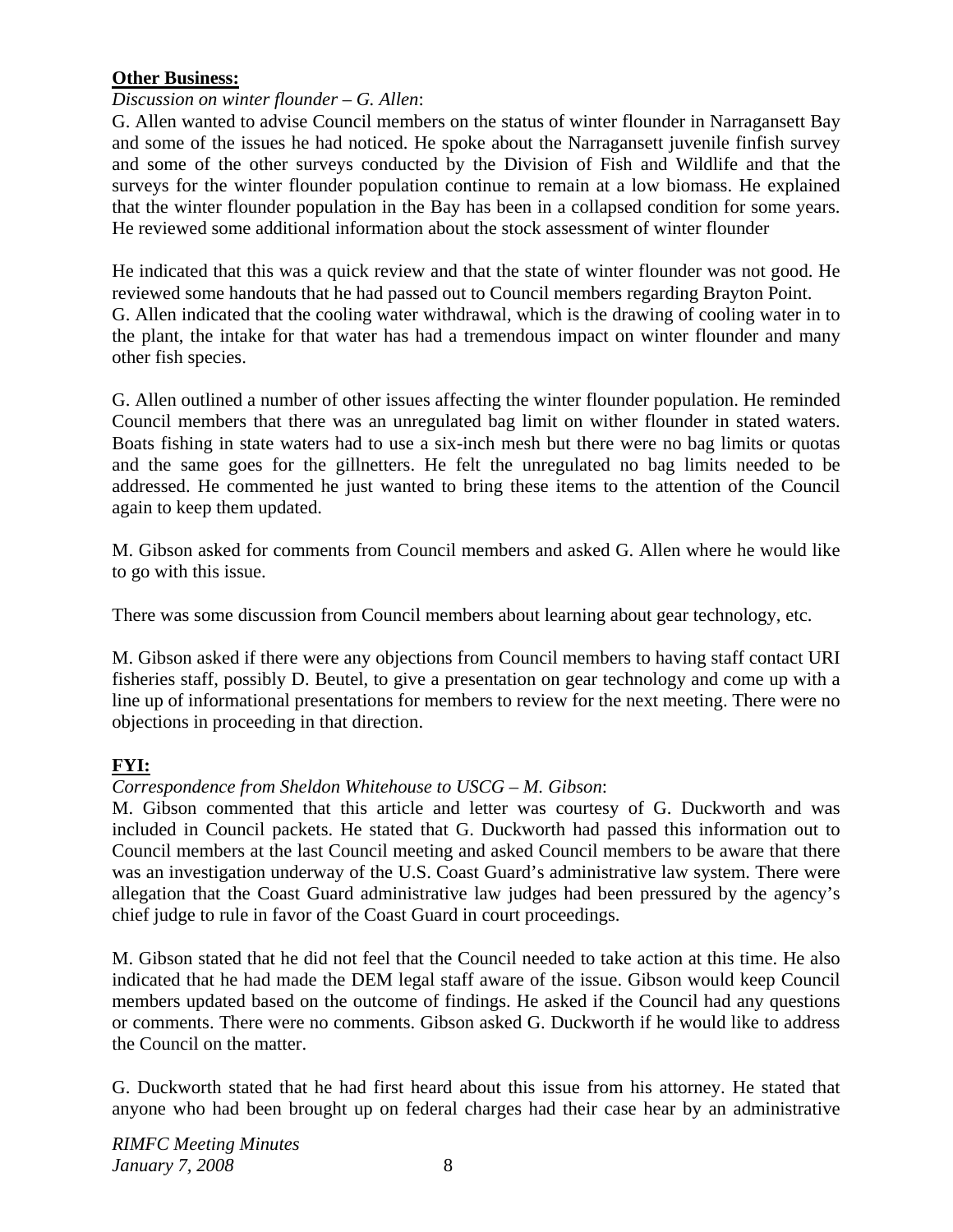**Other Business:**

*Discussion on winter flounder – G. Allen*:

G. Allen wanted to advise Council members on the status of winter flounder in Narragansett Bay and some of the issues he had noticed. He spoke about the Narragansett juvenile finfish survey and some of the other surveys conducted by the Division of Fish and Wildlife and that the surveys for the winter flounder population continue to remain at a low biomass. He explained that the winter flounder population in the Bay has been in a collapsed condition for some years. He reviewed some additional information about the stock assessment of winter flounder

He indicated that this was a quick review and that the state of winter flounder was not good. He reviewed some handouts that he had passed out to Council members regarding Brayton Point. G. Allen indicated that the cooling water withdrawal, which is the drawing of cooling water in to the plant, the intake for that water has had a tremendous impact on winter flounder and many other fish species.

G. Allen outlined a number of other issues affecting the winter flounder population. He reminded Council members that there was an unregulated bag limit on wither flounder in stated waters. Boats fishing in state waters had to use a six-inch mesh but there were no bag limits or quotas and the same goes for the gillnetters. He felt the unregulated no bag limits needed to be addressed. He commented he just wanted to bring these items to the attention of the Council again to keep them updated.

M. Gibson asked for comments from Council members and asked G. Allen where he would like to go with this issue.

There was some discussion from Council members about learning about gear technology, etc.

M. Gibson asked if there were any objections from Council members to having staff contact URI fisheries staff, possibly D. Beutel, to give a presentation on gear technology and come up with a line up of informational presentations for members to review for the next meeting. There were no objections in proceeding in that direction.

**FYI:**

*Correspondence from Sheldon Whitehouse to USCG – M. Gibson*:

M. Gibson commented that this article and letter was courtesy of G. Duckworth and was included in Council packets. He stated that G. Duckworth had passed this information out to Council members at the last Council meeting and asked Council members to be aware that there was an investigation underway of the U.S. Coast Guard's administrative law system. There were allegation that the Coast Guard administrative law judges had been pressured by the agency's chief judge to rule in favor of the Coast Guard in court proceedings.

M. Gibson stated that he did not feel that the Council needed to take action at this time. He also indicated that he had made the DEM legal staff aware of the issue. Gibson would keep Council members updated based on the outcome of findings. He asked if the Council had any questions or comments. There were no comments. Gibson asked G. Duckworth if he would like to address the Council on the matter.

G. Duckworth stated that he had first heard about this issue from his attorney. He stated that anyone who had been brought up on federal charges had their case hear by an administrative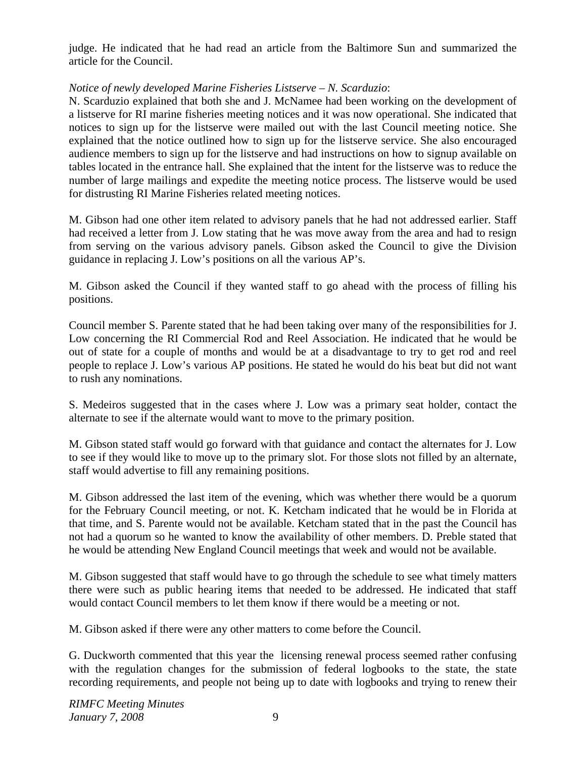judge. He indicated that he had read an article from the Baltimore Sun and summarized the article for the Council.

*Notice of newly developed Marine Fisheries Listserve – N. Scarduzio*:

N. Scarduzio explained that both she and J. McNamee had been working on the development of a listserve for RI marine fisheries meeting notices and it was now operational. She indicated that notices to sign up for the listserve were mailed out with the last Council meeting notice. She explained that the notice outlined how to sign up for the listserve service. She also encouraged audience members to sign up for the listserve and had instructions on how to signup available on tables located in the entrance hall. She explained that the intent for the listserve was to reduce the number of large mailings and expedite the meeting notice process. The listserve would be used for distrusting RI Marine Fisheries related meeting notices.

M. Gibson had one other item related to advisory panels that he had not addressed earlier. Staff had received a letter from J. Low stating that he was move away from the area and had to resign from serving on the various advisory panels. Gibson asked the Council to give the Division guidance in replacing J. Low's positions on all the various AP's.

M. Gibson asked the Council if they wanted staff to go ahead with the process of filling his positions.

Council member S. Parente stated that he had been taking over many of the responsibilities for J. Low concerning the RI Commercial Rod and Reel Association. He indicated that he would be out of state for a couple of months and would be at a disadvantage to try to get rod and reel people to replace J. Low's various AP positions. He stated he would do his beat but did not want to rush any nominations.

S. Medeiros suggested that in the cases where J. Low was a primary seat holder, contact the alternate to see if the alternate would want to move to the primary position.

M. Gibson stated staff would go forward with that guidance and contact the alternates for J. Low to see if they would like to move up to the primary slot. For those slots not filled by an alternate, staff would advertise to fill any remaining positions.

M. Gibson addressed the last item of the evening, which was whether there would be a quorum for the February Council meeting, or not. K. Ketcham indicated that he would be in Florida at that time, and S. Parente would not be available. Ketcham stated that in the past the Council has not had a quorum so he wanted to know the availability of other members. D. Preble stated that he would be attending New England Council meetings that week and would not be available.

M. Gibson suggested that staff would have to go through the schedule to see what timely matters there were such as public hearing items that needed to be addressed. He indicated that staff would contact Council members to let them know if there would be a meeting or not.

M. Gibson asked if there were any other matters to come before the Council.

G. Duckworth commented that this year the licensing renewal process seemed rather confusing with the regulation changes for the submission of federal logbooks to the state, the state recording requirements, and people not being up to date with logbooks and trying to renew their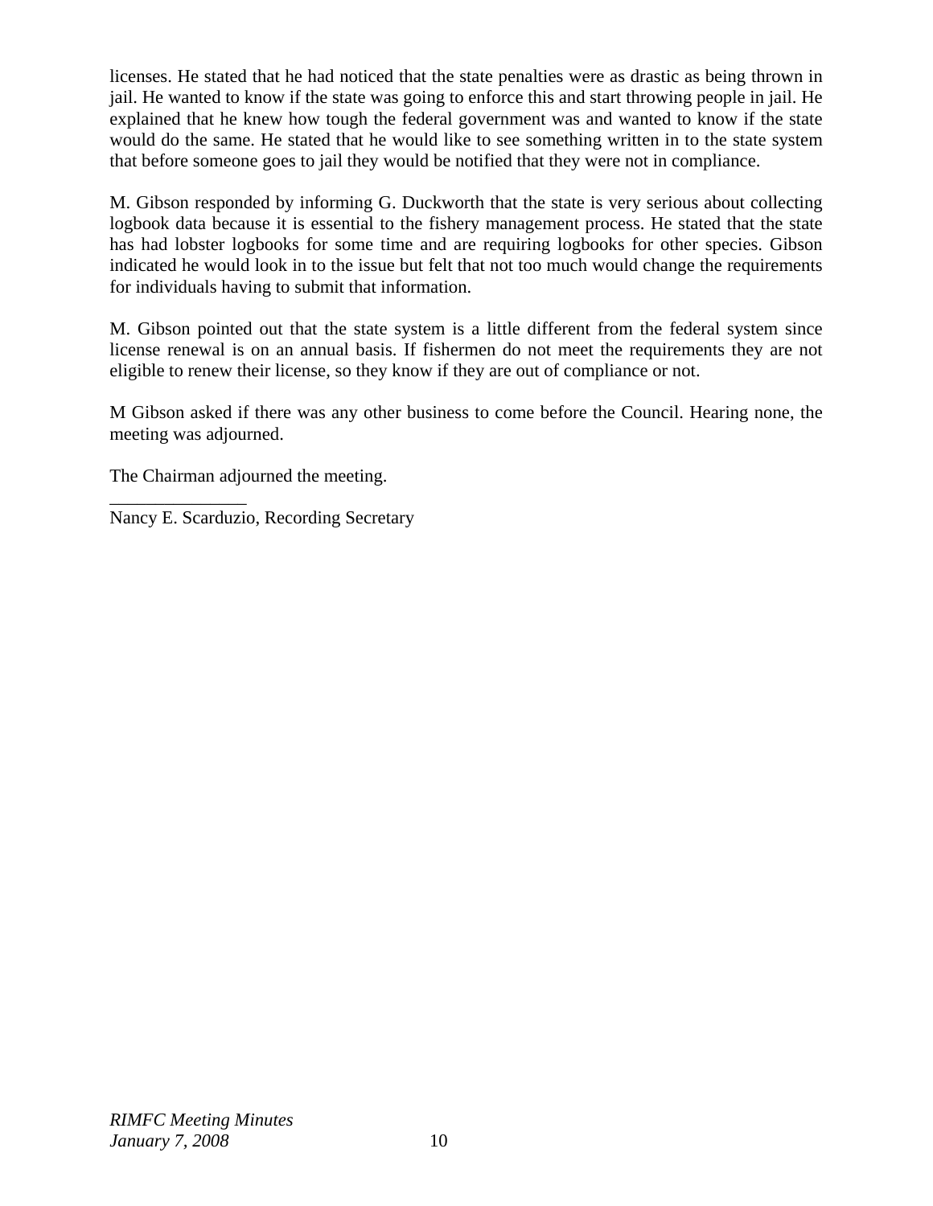licenses. He stated that he had noticed that the state penalties were as drastic as being thrown in jail. He wanted to know if the state was going to enforce this and start throwing people in jail. He explained that he knew how tough the federal government was and wanted to know if the state would do the same. He stated that he would like to see something written in to the state system that before someone goes to jail they would be notified that they were not in compliance.

M. Gibson responded by informing G. Duckworth that the state is very serious about collecting logbook data because it is essential to the fishery management process. He stated that the state has had lobster logbooks for some time and are requiring logbooks for other species. Gibson indicated he would look in to the issue but felt that not too much would change the requirements for individuals having to submit that information.

M. Gibson pointed out that the state system is a little different from the federal system since license renewal is on an annual basis. If fishermen do not meet the requirements they are not eligible to renew their license, so they know if they are out of compliance or not.

M Gibson asked if there was any other business to come before the Council. Hearing none, the meeting was adjourned.

The Chairman adjourned the meeting.

_______________
Nancy E. Scarduzio, Recording Secretary